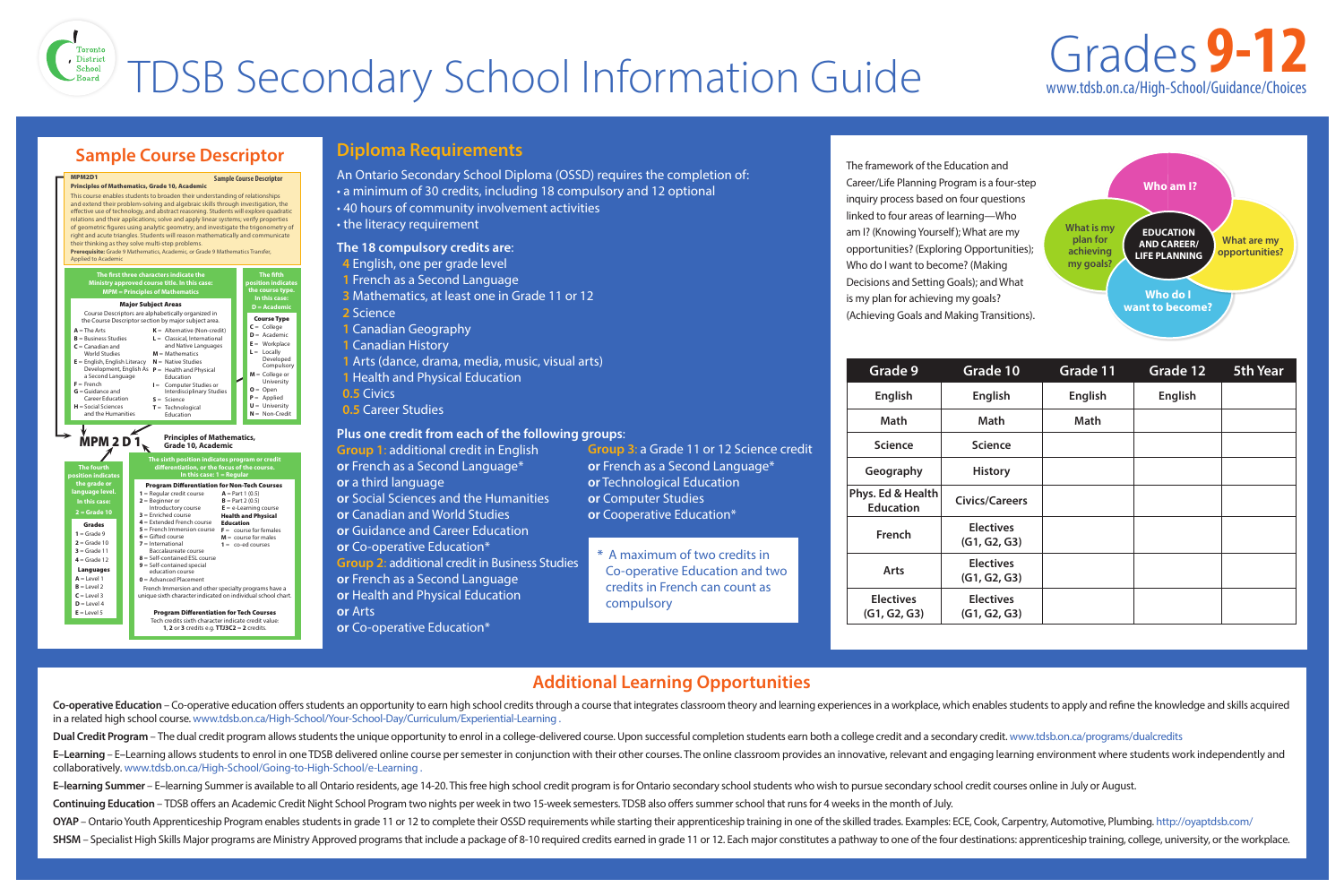# TDSB Secondary School Information Guide

Grades 9-12
www.tdsb.on.ca/High-School/Guidance/Choices

## Sample Course Descriptor

**MPM2D1** — Sample Course Descriptor
**Principles of Mathematics, Grade 10, Academic**

This course enables students to broaden their understanding of relationships and extend their problem-solving and algebraic skills through investigation, the effective use of technology, and abstract reasoning. Students will explore quadratic relations and their applications; solve and apply linear systems; verify properties of geometric figures using analytic geometry; and investigate the trigonometry of right and acute triangles. Students will reason mathematically and communicate their thinking as they solve multi-step problems.
**Prerequisite:** Grade 9 Mathematics, Academic, or Grade 9 Mathematics Transfer, Applied to Academic

**The first three characters indicate the Ministry approved course title. In this case: MPM = Principles of Mathematics**

**Major Subject Areas**
Course Descriptors are alphabetically organized in the Course Descriptor section by major subject area.

- A = The Arts
- B = Business Studies
- C = Canadian and World Studies
- E = English, English Literacy Development, English As a Second Language
- F = French
- G = Guidance and Career Education
- H = Social Sciences and the Humanities
- K = Alternative (Non-credit)
- L = Classical, International and Native Languages
- M = Mathematics
- N = Native Studies
- P = Health and Physical Education
- I = Computer Studies or Interdisciplinary Studies
- S = Science
- T = Technological Education

**The fifth position indicates the course type. In this case: D = Academic**

**Course Type**
- C = College
- D = Academic
- E = Workplace
- L = Locally Developed Compulsory
- M = College or University
- O = Open
- P = Applied
- U = University
- N = Non-Credit

**MPM 2 D 1** — Principles of Mathematics, Grade 10, Academic

**The fourth position indicates the grade or language level. In this case: 2 = Grade 10**

**Grades**
- 1 = Grade 9
- 2 = Grade 10
- 3 = Grade 11
- 4 = Grade 12

**Languages**
- A = Level 1
- B = Level 2
- C = Level 3
- D = Level 4
- E = Level 5

**The sixth position indicates program or credit differentiation, or the focus of the course. In this case: 1 = Regular**

**Program Differentiation for Non-Tech Courses**
- 1 = Regular credit course
- 2 = Beginner or Introductory course
- 3 = Enriched course
- 4 = Extended French course
- 5 = French Immersion course
- 6 = Gifted course
- 7 = International Baccalaureate course
- 8 = Self-contained ESL course
- 9 = Self-contained special education course
- 0 = Advanced Placement
- A = Part 1 (0.5)
- B = Part 2 (0.5)
- E = e-Learning course

**Health and Physical Education**
- F = course for females
- M = course for males
- 1 = co-ed courses

French Immersion and other specialty programs have a unique sixth character indicated on individual school chart.

**Program Differentiation for Tech Courses**
Tech credits sixth character indicate credit value: 1, 2 or 3 credits e.g. TTJ3C2 = 2 credits.

## Diploma Requirements

An Ontario Secondary School Diploma (OSSD) requires the completion of:
- a minimum of 30 credits, including 18 compulsory and 12 optional
- 40 hours of community involvement activities
- the literacy requirement

**The 18 compulsory credits are:**
- 4 English, one per grade level
- 1 French as a Second Language
- 3 Mathematics, at least one in Grade 11 or 12
- 2 Science
- 1 Canadian Geography
- 1 Canadian History
- 1 Arts (dance, drama, media, music, visual arts)
- 1 Health and Physical Education
- 0.5 Civics
- 0.5 Career Studies

**Plus one credit from each of the following groups:**

**Group 1:** additional credit in English
**or** French as a Second Language*
**or** a third language
**or** Social Sciences and the Humanities
**or** Canadian and World Studies
**or** Guidance and Career Education
**or** Co-operative Education*

**Group 2:** additional credit in Business Studies
**or** French as a Second Language
**or** Health and Physical Education
**or** Arts
**or** Co-operative Education*

**Group 3:** a Grade 11 or 12 Science credit
**or** French as a Second Language*
**or** Technological Education
**or** Computer Studies
**or** Cooperative Education*

\* A maximum of two credits in Co-operative Education and two credits in French can count as compulsory

The framework of the Education and Career/Life Planning Program is a four-step inquiry process based on four questions linked to four areas of learning—Who am I? (Knowing Yourself); What are my opportunities? (Exploring Opportunities); Who do I want to become? (Making Decisions and Setting Goals); and What is my plan for achieving my goals? (Achieving Goals and Making Transitions).

**EDUCATION AND CAREER/ LIFE PLANNING**: Who am I? · What are my opportunities? · Who do I want to become? · What is my plan for achieving my goals?

| Grade 9 | Grade 10 | Grade 11 | Grade 12 | 5th Year |
|---|---|---|---|---|
| English | English | English | English | |
| Math | Math | Math | | |
| Science | Science | | | |
| Geography | History | | | |
| Phys. Ed & Health Education | Civics/Careers | | | |
| French | Electives (G1, G2, G3) | | | |
| Arts | Electives (G1, G2, G3) | | | |
| Electives (G1, G2, G3) | Electives (G1, G2, G3) | | | |

## Additional Learning Opportunities

**Co-operative Education** – Co-operative education offers students an opportunity to earn high school credits through a course that integrates classroom theory and learning experiences in a workplace, which enables students to apply and refine the knowledge and skills acquired in a related high school course. www.tdsb.on.ca/High-School/Your-School-Day/Curriculum/Experiential-Learning .

**Dual Credit Program** – The dual credit program allows students the unique opportunity to enrol in a college-delivered course. Upon successful completion students earn both a college credit and a secondary credit. www.tdsb.on.ca/programs/dualcredits

**E–Learning** – E–Learning allows students to enrol in one TDSB delivered online course per semester in conjunction with their other courses. The online classroom provides an innovative, relevant and engaging learning environment where students work independently and collaboratively. www.tdsb.on.ca/High-School/Going-to-High-School/e-Learning .

**E–learning Summer** – E–learning Summer is available to all Ontario residents, age 14-20. This free high school credit program is for Ontario secondary school students who wish to pursue secondary school credit courses online in July or August.

**Continuing Education** – TDSB offers an Academic Credit Night School Program two nights per week in two 15-week semesters. TDSB also offers summer school that runs for 4 weeks in the month of July.

**OYAP** – Ontario Youth Apprenticeship Program enables students in grade 11 or 12 to complete their OSSD requirements while starting their apprenticeship training in one of the skilled trades. Examples: ECE, Cook, Carpentry, Automotive, Plumbing. http://oyaptdsb.com/

**SHSM** – Specialist High Skills Major programs are Ministry Approved programs that include a package of 8-10 required credits earned in grade 11 or 12. Each major constitutes a pathway to one of the four destinations: apprenticeship training, college, university, or the workplace.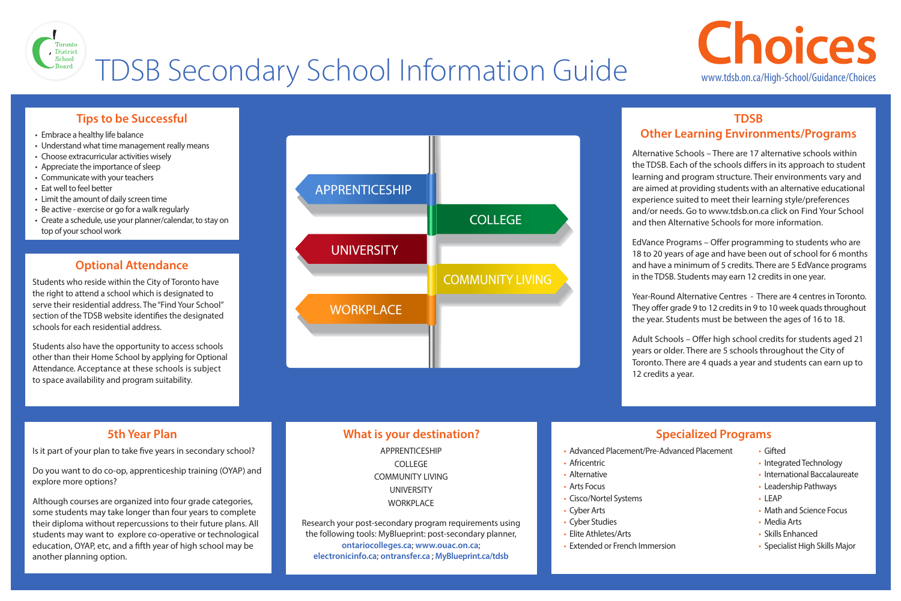# TDSB Secondary School Information Guide

# Choices

www.tdsb.on.ca/High-School/Guidance/Choices

## Tips to be Successful

- Embrace a healthy life balance
- Understand what time management really means
- Choose extracurricular activities wisely
- Appreciate the importance of sleep
- Communicate with your teachers
- Eat well to feel better
- Limit the amount of daily screen time
- Be active - exercise or go for a walk regularly
- Create a schedule, use your planner/calendar, to stay on top of your school work

## Optional Attendance

Students who reside within the City of Toronto have the right to attend a school which is designated to serve their residential address. The "Find Your School" section of the TDSB website identifies the designated schools for each residential address.

Students also have the opportunity to access schools other than their Home School by applying for Optional Attendance. Acceptance at these schools is subject to space availability and program suitability.

APPRENTICESHIP

COLLEGE

UNIVERSITY

COMMUNITY LIVING

WORKPLACE

## TDSB Other Learning Environments/Programs

Alternative Schools – There are 17 alternative schools within the TDSB. Each of the schools differs in its approach to student learning and program structure. Their environments vary and are aimed at providing students with an alternative educational experience suited to meet their learning style/preferences and/or needs. Go to www.tdsb.on.ca click on Find Your School and then Alternative Schools for more information.

EdVance Programs – Offer programming to students who are 18 to 20 years of age and have been out of school for 6 months and have a minimum of 5 credits. There are 5 EdVance programs in the TDSB. Students may earn 12 credits in one year.

Year-Round Alternative Centres - There are 4 centres in Toronto. They offer grade 9 to 12 credits in 9 to 10 week quads throughout the year. Students must be between the ages of 16 to 18.

Adult Schools – Offer high school credits for students aged 21 years or older. There are 5 schools throughout the City of Toronto. There are 4 quads a year and students can earn up to 12 credits a year.

## 5th Year Plan

Is it part of your plan to take five years in secondary school?

Do you want to do co-op, apprenticeship training (OYAP) and explore more options?

Although courses are organized into four grade categories, some students may take longer than four years to complete their diploma without repercussions to their future plans. All students may want to explore co-operative or technological education, OYAP, etc, and a fifth year of high school may be another planning option.

## What is your destination?

APPRENTICESHIP
COLLEGE
COMMUNITY LIVING
UNIVERSITY
WORKPLACE

Research your post-secondary program requirements using the following tools: MyBlueprint: post-secondary planner, **ontariocolleges.ca**; **www.ouac.on.ca**; **electronicinfo.ca**; **ontransfer.ca** ; **MyBlueprint.ca/tdsb**

## Specialized Programs

- Advanced Placement/Pre-Advanced Placement
- Africentric
- Alternative
- Arts Focus
- Cisco/Nortel Systems
- Cyber Arts
- Cyber Studies
- Elite Athletes/Arts
- Extended or French Immersion
- Gifted
- Integrated Technology
- International Baccalaureate
- Leadership Pathways
- LEAP
- Math and Science Focus
- Media Arts
- Skills Enhanced
- Specialist High Skills Major